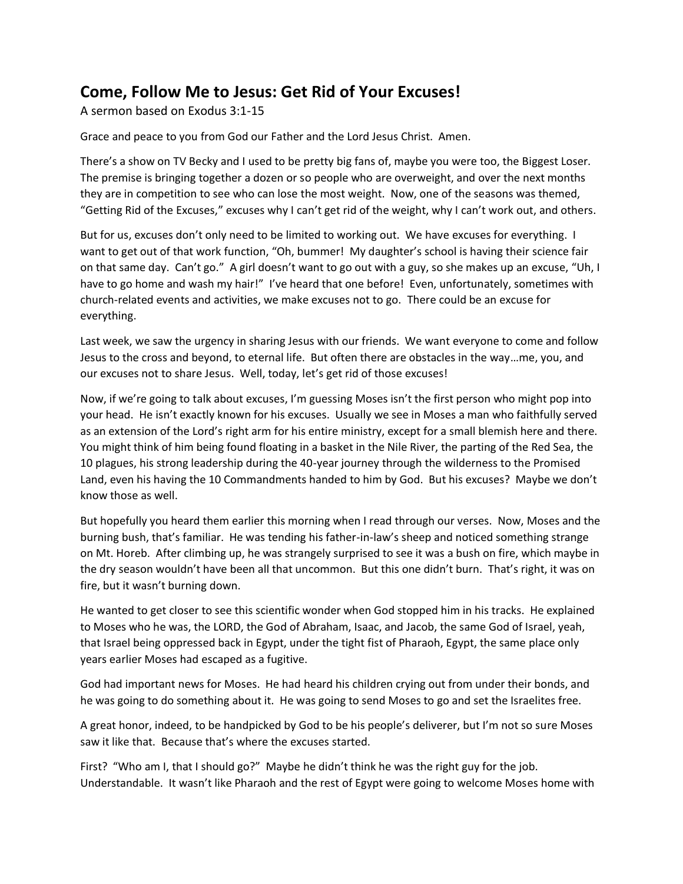# Come, Follow Me to Jesus: Get Rid of Your Excuses!

A sermon based on Exodus 3:1-15

Grace and peace to you from God our Father and the Lord Jesus Christ. Amen.

There's a show on TV Becky and I used to be pretty big fans of, maybe you were too, the Biggest Loser. The premise is bringing together a dozen or so people who are overweight, and over the next months they are in competition to see who can lose the most weight. Now, one of the seasons was themed, "Getting Rid of the Excuses," excuses why I can't get rid of the weight, why I can't work out, and others.

But for us, excuses don't only need to be limited to working out. We have excuses for everything. I want to get out of that work function, "Oh, bummer! My daughter's school is having their science fair on that same day. Can't go." A girl doesn't want to go out with a guy, so she makes up an excuse, "Uh, I have to go home and wash my hair!" I've heard that one before! Even, unfortunately, sometimes with church-related events and activities, we make excuses not to go. There could be an excuse for everything.

Last week, we saw the urgency in sharing Jesus with our friends. We want everyone to come and follow Jesus to the cross and beyond, to eternal life. But often there are obstacles in the way…me, you, and our excuses not to share Jesus. Well, today, let's get rid of those excuses!

Now, if we're going to talk about excuses, I'm guessing Moses isn't the first person who might pop into your head. He isn't exactly known for his excuses. Usually we see in Moses a man who faithfully served as an extension of the Lord's right arm for his entire ministry, except for a small blemish here and there. You might think of him being found floating in a basket in the Nile River, the parting of the Red Sea, the 10 plagues, his strong leadership during the 40-year journey through the wilderness to the Promised Land, even his having the 10 Commandments handed to him by God. But his excuses? Maybe we don't know those as well.

But hopefully you heard them earlier this morning when I read through our verses. Now, Moses and the burning bush, that's familiar. He was tending his father-in-law's sheep and noticed something strange on Mt. Horeb. After climbing up, he was strangely surprised to see it was a bush on fire, which maybe in the dry season wouldn't have been all that uncommon. But this one didn't burn. That's right, it was on fire, but it wasn't burning down.

He wanted to get closer to see this scientific wonder when God stopped him in his tracks. He explained to Moses who he was, the LORD, the God of Abraham, Isaac, and Jacob, the same God of Israel, yeah, that Israel being oppressed back in Egypt, under the tight fist of Pharaoh, Egypt, the same place only years earlier Moses had escaped as a fugitive.

God had important news for Moses. He had heard his children crying out from under their bonds, and he was going to do something about it. He was going to send Moses to go and set the Israelites free.

A great honor, indeed, to be handpicked by God to be his people's deliverer, but I'm not so sure Moses saw it like that. Because that's where the excuses started.

First? "Who am I, that I should go?" Maybe he didn't think he was the right guy for the job. Understandable. It wasn't like Pharaoh and the rest of Egypt were going to welcome Moses home with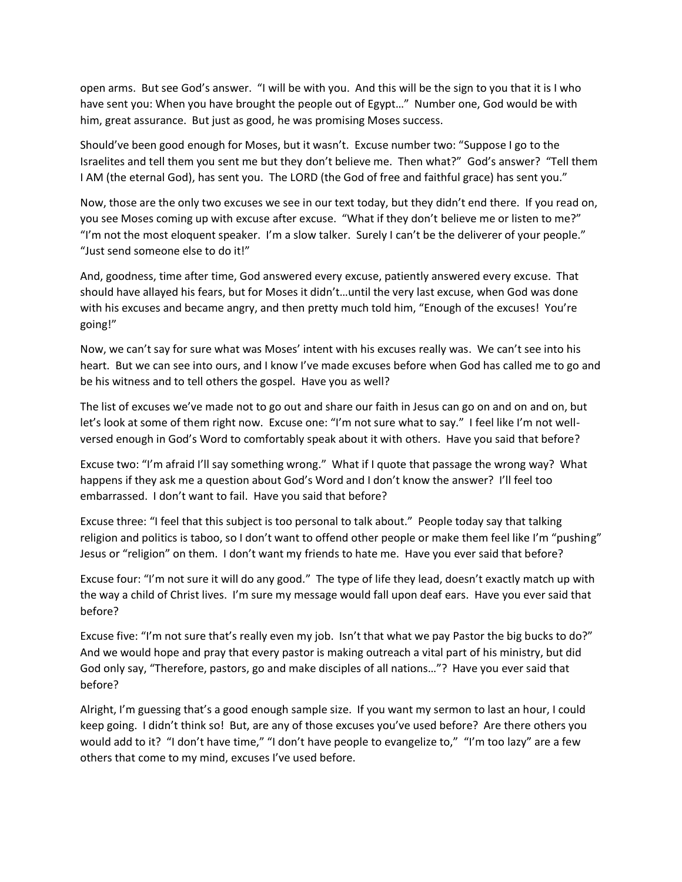open arms. But see God's answer. "I will be with you. And this will be the sign to you that it is I who have sent you: When you have brought the people out of Egypt…" Number one, God would be with him, great assurance. But just as good, he was promising Moses success.

Should've been good enough for Moses, but it wasn't. Excuse number two: "Suppose I go to the Israelites and tell them you sent me but they don't believe me. Then what?" God's answer? "Tell them I AM (the eternal God), has sent you. The LORD (the God of free and faithful grace) has sent you."

Now, those are the only two excuses we see in our text today, but they didn't end there. If you read on, you see Moses coming up with excuse after excuse. "What if they don't believe me or listen to me?" "I'm not the most eloquent speaker. I'm a slow talker. Surely I can't be the deliverer of your people." "Just send someone else to do it!"

And, goodness, time after time, God answered every excuse, patiently answered every excuse. That should have allayed his fears, but for Moses it didn't…until the very last excuse, when God was done with his excuses and became angry, and then pretty much told him, "Enough of the excuses! You're going!"

Now, we can't say for sure what was Moses' intent with his excuses really was. We can't see into his heart. But we can see into ours, and I know I've made excuses before when God has called me to go and be his witness and to tell others the gospel. Have you as well?

The list of excuses we've made not to go out and share our faith in Jesus can go on and on and on, but let's look at some of them right now. Excuse one: "I'm not sure what to say." I feel like I'm not well-versed enough in God's Word to comfortably speak about it with others. Have you said that before?

Excuse two: "I'm afraid I'll say something wrong." What if I quote that passage the wrong way? What happens if they ask me a question about God's Word and I don't know the answer? I'll feel too embarrassed. I don't want to fail. Have you said that before?

Excuse three: "I feel that this subject is too personal to talk about." People today say that talking religion and politics is taboo, so I don't want to offend other people or make them feel like I'm "pushing" Jesus or "religion" on them. I don't want my friends to hate me. Have you ever said that before?

Excuse four: "I'm not sure it will do any good." The type of life they lead, doesn't exactly match up with the way a child of Christ lives. I'm sure my message would fall upon deaf ears. Have you ever said that before?

Excuse five: "I'm not sure that's really even my job. Isn't that what we pay Pastor the big bucks to do?" And we would hope and pray that every pastor is making outreach a vital part of his ministry, but did God only say, "Therefore, pastors, go and make disciples of all nations…"? Have you ever said that before?

Alright, I'm guessing that's a good enough sample size. If you want my sermon to last an hour, I could keep going. I didn't think so! But, are any of those excuses you've used before? Are there others you would add to it? "I don't have time," "I don't have people to evangelize to," "I'm too lazy" are a few others that come to my mind, excuses I've used before.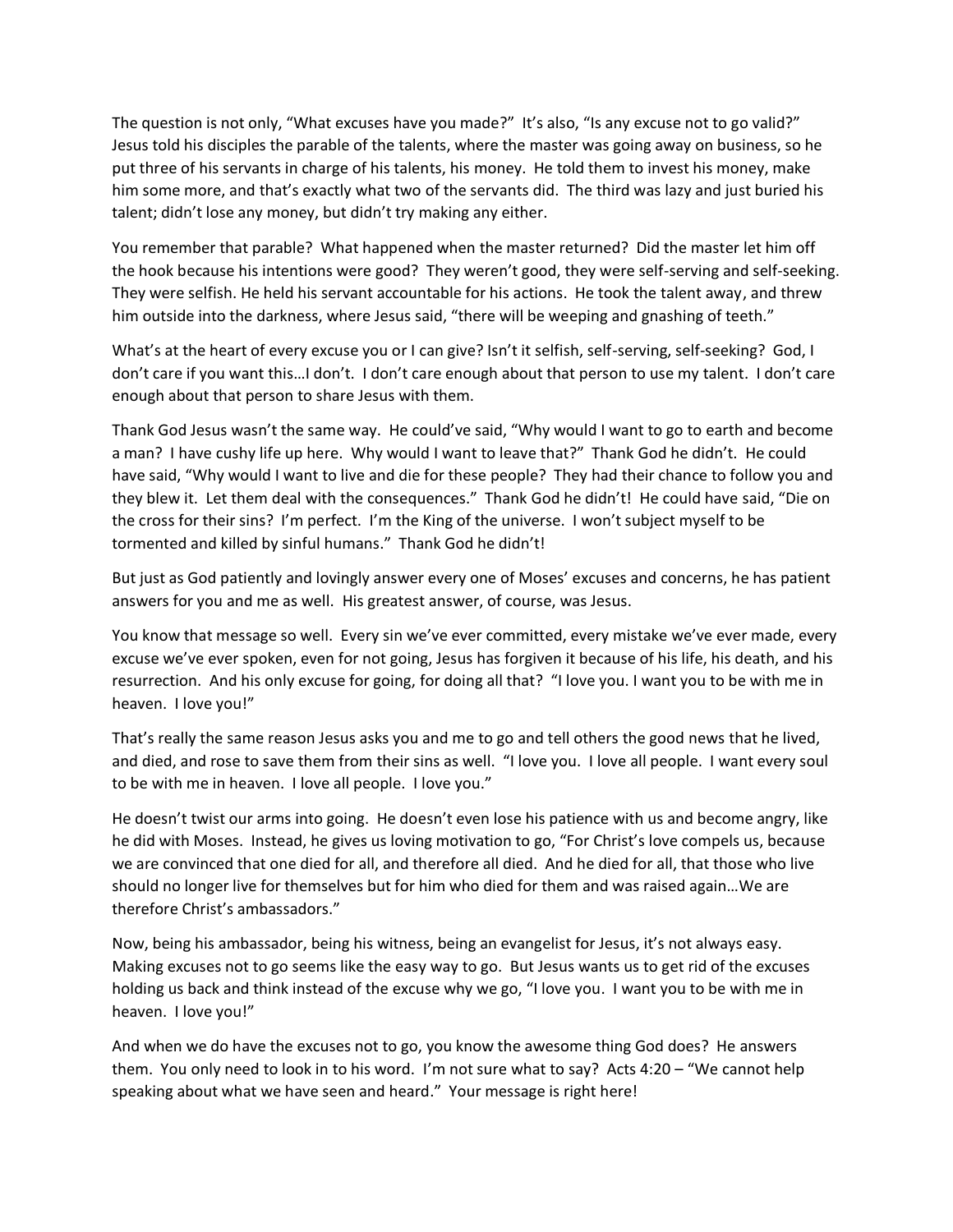The question is not only, "What excuses have you made?" It's also, "Is any excuse not to go valid?" Jesus told his disciples the parable of the talents, where the master was going away on business, so he put three of his servants in charge of his talents, his money. He told them to invest his money, make him some more, and that's exactly what two of the servants did. The third was lazy and just buried his talent; didn't lose any money, but didn't try making any either.

You remember that parable? What happened when the master returned? Did the master let him off the hook because his intentions were good? They weren't good, they were self-serving and self-seeking. They were selfish. He held his servant accountable for his actions. He took the talent away, and threw him outside into the darkness, where Jesus said, "there will be weeping and gnashing of teeth."

What's at the heart of every excuse you or I can give? Isn't it selfish, self-serving, self-seeking? God, I don't care if you want this…I don't. I don't care enough about that person to use my talent. I don't care enough about that person to share Jesus with them.

Thank God Jesus wasn't the same way. He could've said, "Why would I want to go to earth and become a man? I have cushy life up here. Why would I want to leave that?" Thank God he didn't. He could have said, "Why would I want to live and die for these people? They had their chance to follow you and they blew it. Let them deal with the consequences." Thank God he didn't! He could have said, "Die on the cross for their sins? I'm perfect. I'm the King of the universe. I won't subject myself to be tormented and killed by sinful humans." Thank God he didn't!

But just as God patiently and lovingly answer every one of Moses' excuses and concerns, he has patient answers for you and me as well. His greatest answer, of course, was Jesus.

You know that message so well. Every sin we've ever committed, every mistake we've ever made, every excuse we've ever spoken, even for not going, Jesus has forgiven it because of his life, his death, and his resurrection. And his only excuse for going, for doing all that? "I love you. I want you to be with me in heaven. I love you!"

That's really the same reason Jesus asks you and me to go and tell others the good news that he lived, and died, and rose to save them from their sins as well. "I love you. I love all people. I want every soul to be with me in heaven. I love all people. I love you."

He doesn't twist our arms into going. He doesn't even lose his patience with us and become angry, like he did with Moses. Instead, he gives us loving motivation to go, "For Christ's love compels us, because we are convinced that one died for all, and therefore all died. And he died for all, that those who live should no longer live for themselves but for him who died for them and was raised again…We are therefore Christ's ambassadors."

Now, being his ambassador, being his witness, being an evangelist for Jesus, it's not always easy. Making excuses not to go seems like the easy way to go. But Jesus wants us to get rid of the excuses holding us back and think instead of the excuse why we go, "I love you. I want you to be with me in heaven. I love you!"

And when we do have the excuses not to go, you know the awesome thing God does? He answers them. You only need to look in to his word. I'm not sure what to say? Acts 4:20 – "We cannot help speaking about what we have seen and heard." Your message is right here!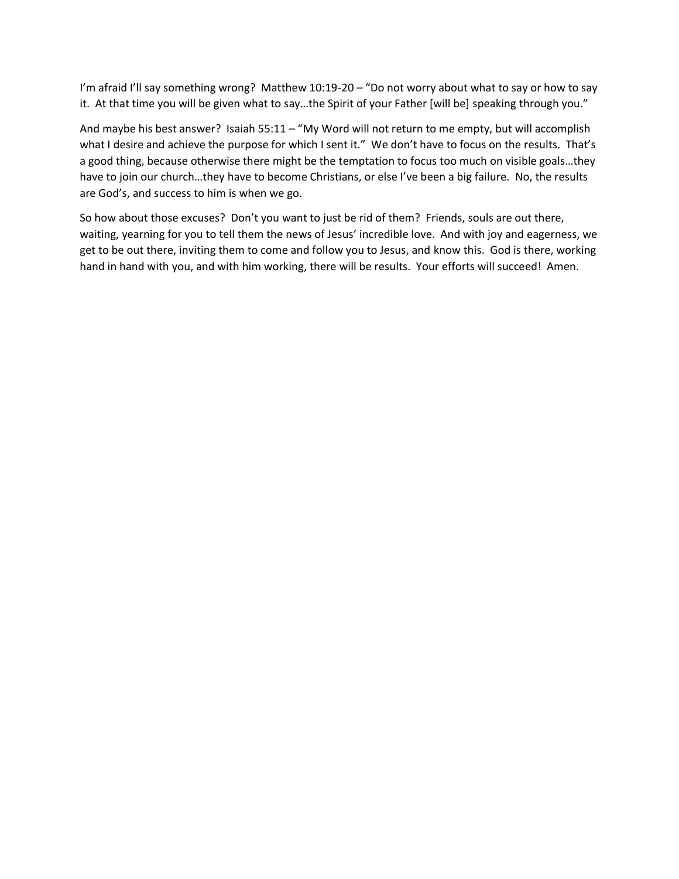I'm afraid I'll say something wrong? Matthew 10:19-20 – "Do not worry about what to say or how to say it. At that time you will be given what to say…the Spirit of your Father [will be] speaking through you."

And maybe his best answer? Isaiah 55:11 – "My Word will not return to me empty, but will accomplish what I desire and achieve the purpose for which I sent it." We don't have to focus on the results. That's a good thing, because otherwise there might be the temptation to focus too much on visible goals…they have to join our church…they have to become Christians, or else I've been a big failure. No, the results are God's, and success to him is when we go.

So how about those excuses? Don't you want to just be rid of them? Friends, souls are out there, waiting, yearning for you to tell them the news of Jesus' incredible love. And with joy and eagerness, we get to be out there, inviting them to come and follow you to Jesus, and know this. God is there, working hand in hand with you, and with him working, there will be results. Your efforts will succeed! Amen.